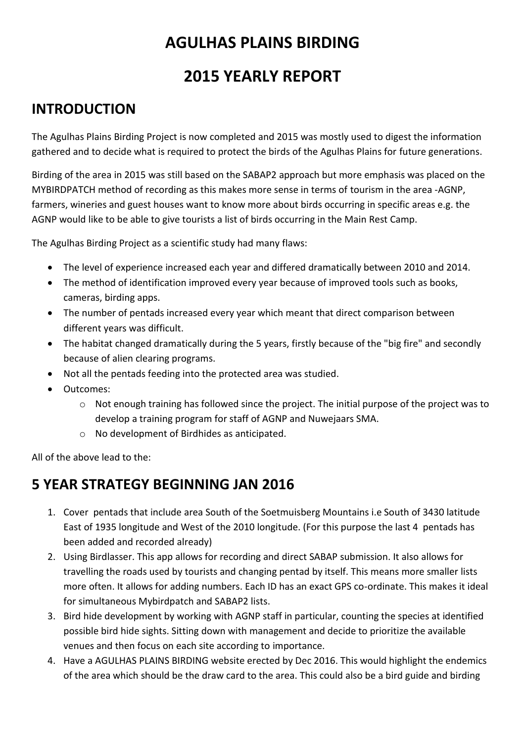# AGULHAS PLAINS BIRDING

# 2015 YEARLY REPORT

## INTRODUCTION

The Agulhas Plains Birding Project is now completed and 2015 was mostly used to digest the information gathered and to decide what is required to protect the birds of the Agulhas Plains for future generations.

Birding of the area in 2015 was still based on the SABAP2 approach but more emphasis was placed on the MYBIRDPATCH method of recording as this makes more sense in terms of tourism in the area -AGNP, farmers, wineries and guest houses want to know more about birds occurring in specific areas e.g. the AGNP would like to be able to give tourists a list of birds occurring in the Main Rest Camp.

The Agulhas Birding Project as a scientific study had many flaws:

- The level of experience increased each year and differed dramatically between 2010 and 2014.
- The method of identification improved every year because of improved tools such as books, cameras, birding apps.
- The number of pentads increased every year which meant that direct comparison between different years was difficult.
- The habitat changed dramatically during the 5 years, firstly because of the "big fire" and secondly because of alien clearing programs.
- Not all the pentads feeding into the protected area was studied.
- Outcomes:
  - Not enough training has followed since the project. The initial purpose of the project was to develop a training program for staff of AGNP and Nuwejaars SMA.
  - No development of Birdhides as anticipated.

All of the above lead to the:

## 5 YEAR STRATEGY BEGINNING JAN 2016

1. Cover pentads that include area South of the Soetmuisberg Mountains i.e South of 3430 latitude East of 1935 longitude and West of the 2010 longitude. (For this purpose the last 4 pentads has been added and recorded already)
2. Using Birdlasser. This app allows for recording and direct SABAP submission. It also allows for travelling the roads used by tourists and changing pentad by itself. This means more smaller lists more often. It allows for adding numbers. Each ID has an exact GPS co-ordinate. This makes it ideal for simultaneous Mybirdpatch and SABAP2 lists.
3. Bird hide development by working with AGNP staff in particular, counting the species at identified possible bird hide sights. Sitting down with management and decide to prioritize the available venues and then focus on each site according to importance.
4. Have a AGULHAS PLAINS BIRDING website erected by Dec 2016. This would highlight the endemics of the area which should be the draw card to the area. This could also be a bird guide and birding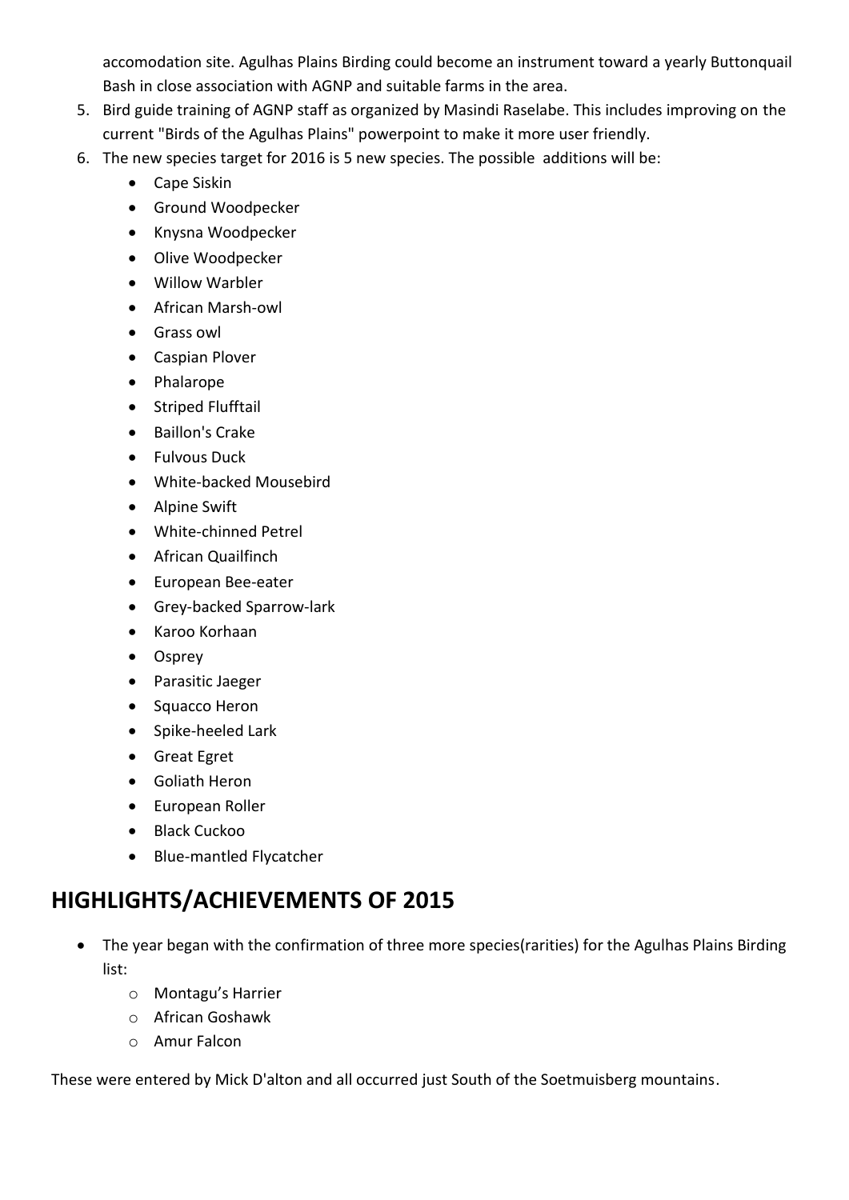accomodation site. Agulhas Plains Birding could become an instrument toward a yearly Buttonquail Bash in close association with AGNP and suitable farms in the area.

5. Bird guide training of AGNP staff as organized by Masindi Raselabe. This includes improving on the current "Birds of the Agulhas Plains" powerpoint to make it more user friendly.
6. The new species target for 2016 is 5 new species. The possible additions will be:
   - Cape Siskin
   - Ground Woodpecker
   - Knysna Woodpecker
   - Olive Woodpecker
   - Willow Warbler
   - African Marsh-owl
   - Grass owl
   - Caspian Plover
   - Phalarope
   - Striped Flufftail
   - Baillon's Crake
   - Fulvous Duck
   - White-backed Mousebird
   - Alpine Swift
   - White-chinned Petrel
   - African Quailfinch
   - European Bee-eater
   - Grey-backed Sparrow-lark
   - Karoo Korhaan
   - Osprey
   - Parasitic Jaeger
   - Squacco Heron
   - Spike-heeled Lark
   - Great Egret
   - Goliath Heron
   - European Roller
   - Black Cuckoo
   - Blue-mantled Flycatcher

## HIGHLIGHTS/ACHIEVEMENTS OF 2015

- The year began with the confirmation of three more species(rarities) for the Agulhas Plains Birding list:
  - Montagu's Harrier
  - African Goshawk
  - Amur Falcon

These were entered by Mick D'alton and all occurred just South of the Soetmuisberg mountains.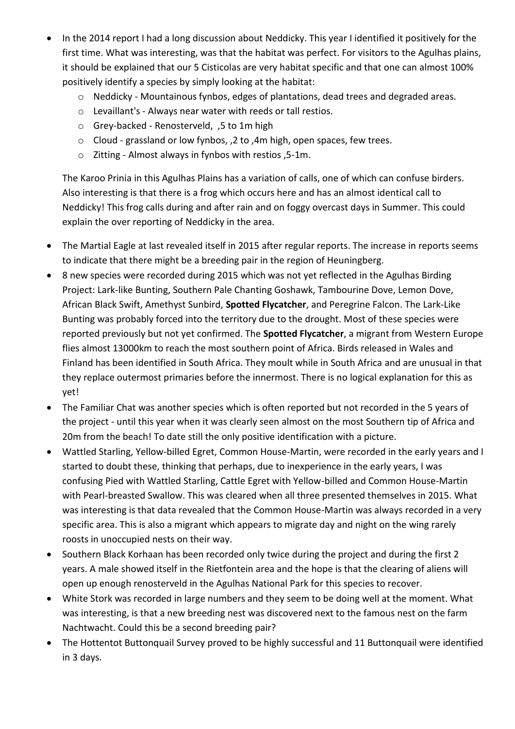- In the 2014 report I had a long discussion about Neddicky. This year I identified it positively for the first time. What was interesting, was that the habitat was perfect. For visitors to the Agulhas plains, it should be explained that our 5 Cisticolas are very habitat specific and that one can almost 100% positively identify a species by simply looking at the habitat:
  - Neddicky - Mountainous fynbos, edges of plantations, dead trees and degraded areas.
  - Levaillant's - Always near water with reeds or tall restios.
  - Grey-backed - Renosterveld, ,5 to 1m high
  - Cloud - grassland or low fynbos, ,2 to ,4m high, open spaces, few trees.
  - Zitting - Almost always in fynbos with restios ,5-1m.

  The Karoo Prinia in this Agulhas Plains has a variation of calls, one of which can confuse birders. Also interesting is that there is a frog which occurs here and has an almost identical call to Neddicky! This frog calls during and after rain and on foggy overcast days in Summer. This could explain the over reporting of Neddicky in the area.

- The Martial Eagle at last revealed itself in 2015 after regular reports. The increase in reports seems to indicate that there might be a breeding pair in the region of Heuningberg.
- 8 new species were recorded during 2015 which was not yet reflected in the Agulhas Birding Project: Lark-like Bunting, Southern Pale Chanting Goshawk, Tambourine Dove, Lemon Dove, African Black Swift, Amethyst Sunbird, **Spotted Flycatcher**, and Peregrine Falcon. The Lark-Like Bunting was probably forced into the territory due to the drought. Most of these species were reported previously but not yet confirmed. The **Spotted Flycatcher**, a migrant from Western Europe flies almost 13000km to reach the most southern point of Africa. Birds released in Wales and Finland has been identified in South Africa. They moult while in South Africa and are unusual in that they replace outermost primaries before the innermost. There is no logical explanation for this as yet!
- The Familiar Chat was another species which is often reported but not recorded in the 5 years of the project - until this year when it was clearly seen almost on the most Southern tip of Africa and 20m from the beach! To date still the only positive identification with a picture.
- Wattled Starling, Yellow-billed Egret, Common House-Martin, were recorded in the early years and I started to doubt these, thinking that perhaps, due to inexperience in the early years, I was confusing Pied with Wattled Starling, Cattle Egret with Yellow-billed and Common House-Martin with Pearl-breasted Swallow. This was cleared when all three presented themselves in 2015. What was interesting is that data revealed that the Common House-Martin was always recorded in a very specific area. This is also a migrant which appears to migrate day and night on the wing rarely roosts in unoccupied nests on their way.
- Southern Black Korhaan has been recorded only twice during the project and during the first 2 years. A male showed itself in the Rietfontein area and the hope is that the clearing of aliens will open up enough renosterveld in the Agulhas National Park for this species to recover.
- White Stork was recorded in large numbers and they seem to be doing well at the moment. What was interesting, is that a new breeding nest was discovered next to the famous nest on the farm Nachtwacht. Could this be a second breeding pair?
- The Hottentot Buttonquail Survey proved to be highly successful and 11 Buttonquail were identified in 3 days.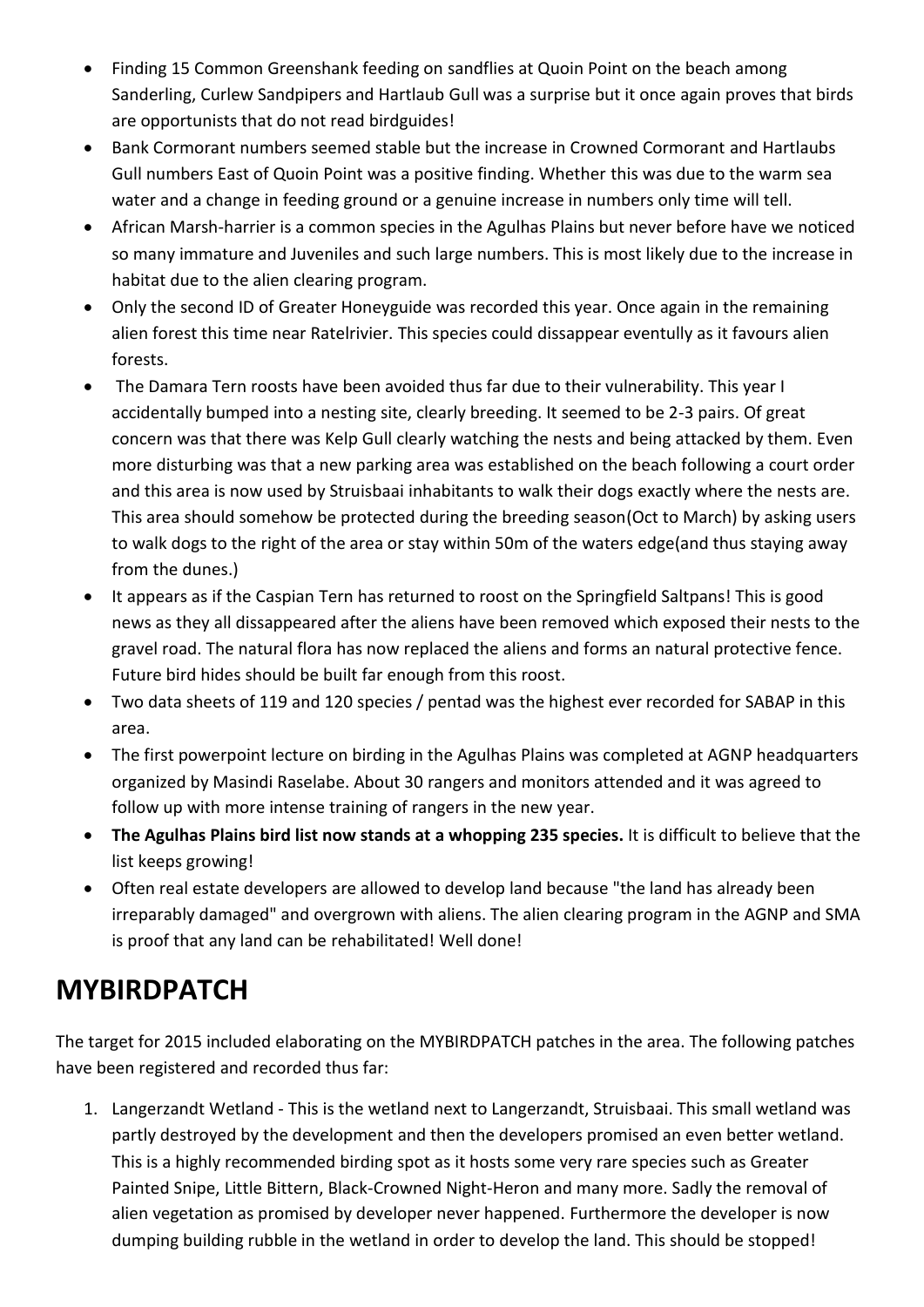- Finding 15 Common Greenshank feeding on sandflies at Quoin Point on the beach among Sanderling, Curlew Sandpipers and Hartlaub Gull was a surprise but it once again proves that birds are opportunists that do not read birdguides!
- Bank Cormorant numbers seemed stable but the increase in Crowned Cormorant and Hartlaubs Gull numbers East of Quoin Point was a positive finding. Whether this was due to the warm sea water and a change in feeding ground or a genuine increase in numbers only time will tell.
- African Marsh-harrier is a common species in the Agulhas Plains but never before have we noticed so many immature and Juveniles and such large numbers. This is most likely due to the increase in habitat due to the alien clearing program.
- Only the second ID of Greater Honeyguide was recorded this year. Once again in the remaining alien forest this time near Ratelrivier. This species could dissappear eventully as it favours alien forests.
- The Damara Tern roosts have been avoided thus far due to their vulnerability. This year I accidentally bumped into a nesting site, clearly breeding. It seemed to be 2-3 pairs. Of great concern was that there was Kelp Gull clearly watching the nests and being attacked by them. Even more disturbing was that a new parking area was established on the beach following a court order and this area is now used by Struisbaai inhabitants to walk their dogs exactly where the nests are. This area should somehow be protected during the breeding season(Oct to March) by asking users to walk dogs to the right of the area or stay within 50m of the waters edge(and thus staying away from the dunes.)
- It appears as if the Caspian Tern has returned to roost on the Springfield Saltpans! This is good news as they all dissappeared after the aliens have been removed which exposed their nests to the gravel road. The natural flora has now replaced the aliens and forms an natural protective fence. Future bird hides should be built far enough from this roost.
- Two data sheets of 119 and 120 species / pentad was the highest ever recorded for SABAP in this area.
- The first powerpoint lecture on birding in the Agulhas Plains was completed at AGNP headquarters organized by Masindi Raselabe. About 30 rangers and monitors attended and it was agreed to follow up with more intense training of rangers in the new year.
- **The Agulhas Plains bird list now stands at a whopping 235 species.** It is difficult to believe that the list keeps growing!
- Often real estate developers are allowed to develop land because "the land has already been irreparably damaged" and overgrown with aliens. The alien clearing program in the AGNP and SMA is proof that any land can be rehabilitated! Well done!

# MYBIRDPATCH

The target for 2015 included elaborating on the MYBIRDPATCH patches in the area. The following patches have been registered and recorded thus far:

1. Langerzandt Wetland - This is the wetland next to Langerzandt, Struisbaai. This small wetland was partly destroyed by the development and then the developers promised an even better wetland. This is a highly recommended birding spot as it hosts some very rare species such as Greater Painted Snipe, Little Bittern, Black-Crowned Night-Heron and many more. Sadly the removal of alien vegetation as promised by developer never happened. Furthermore the developer is now dumping building rubble in the wetland in order to develop the land. This should be stopped!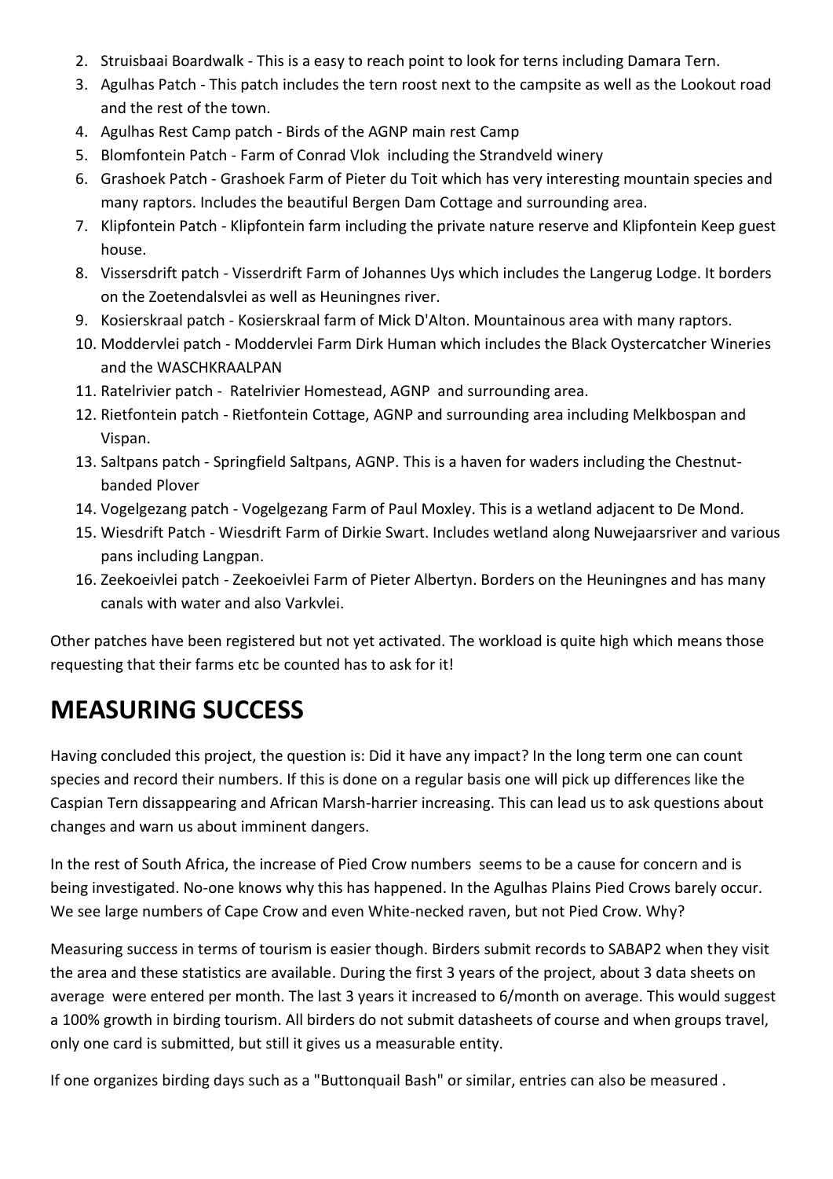2. Struisbaai Boardwalk - This is a easy to reach point to look for terns including Damara Tern.
3. Agulhas Patch - This patch includes the tern roost next to the campsite as well as the Lookout road and the rest of the town.
4. Agulhas Rest Camp patch - Birds of the AGNP main rest Camp
5. Blomfontein Patch - Farm of Conrad Vlok including the Strandveld winery
6. Grashoek Patch - Grashoek Farm of Pieter du Toit which has very interesting mountain species and many raptors. Includes the beautiful Bergen Dam Cottage and surrounding area.
7. Klipfontein Patch - Klipfontein farm including the private nature reserve and Klipfontein Keep guest house.
8. Vissersdrift patch - Visserdrift Farm of Johannes Uys which includes the Langerug Lodge. It borders on the Zoetendalsvlei as well as Heuningnes river.
9. Kosierskraal patch - Kosierskraal farm of Mick D'Alton. Mountainous area with many raptors.
10. Moddervlei patch - Moddervlei Farm Dirk Human which includes the Black Oystercatcher Wineries and the WASCHKRAALPAN
11. Ratelrivier patch - Ratelrivier Homestead, AGNP and surrounding area.
12. Rietfontein patch - Rietfontein Cottage, AGNP and surrounding area including Melkbospan and Vispan.
13. Saltpans patch - Springfield Saltpans, AGNP. This is a haven for waders including the Chestnut-banded Plover
14. Vogelgezang patch - Vogelgezang Farm of Paul Moxley. This is a wetland adjacent to De Mond.
15. Wiesdrift Patch - Wiesdrift Farm of Dirkie Swart. Includes wetland along Nuwejaarsriver and various pans including Langpan.
16. Zeekoeivlei patch - Zeekoeivlei Farm of Pieter Albertyn. Borders on the Heuningnes and has many canals with water and also Varkvlei.

Other patches have been registered but not yet activated. The workload is quite high which means those requesting that their farms etc be counted has to ask for it!

## MEASURING SUCCESS

Having concluded this project, the question is: Did it have any impact? In the long term one can count species and record their numbers. If this is done on a regular basis one will pick up differences like the Caspian Tern dissappearing and African Marsh-harrier increasing. This can lead us to ask questions about changes and warn us about imminent dangers.

In the rest of South Africa, the increase of Pied Crow numbers seems to be a cause for concern and is being investigated. No-one knows why this has happened. In the Agulhas Plains Pied Crows barely occur. We see large numbers of Cape Crow and even White-necked raven, but not Pied Crow. Why?

Measuring success in terms of tourism is easier though. Birders submit records to SABAP2 when they visit the area and these statistics are available. During the first 3 years of the project, about 3 data sheets on average were entered per month. The last 3 years it increased to 6/month on average. This would suggest a 100% growth in birding tourism. All birders do not submit datasheets of course and when groups travel, only one card is submitted, but still it gives us a measurable entity.

If one organizes birding days such as a "Buttonquail Bash" or similar, entries can also be measured .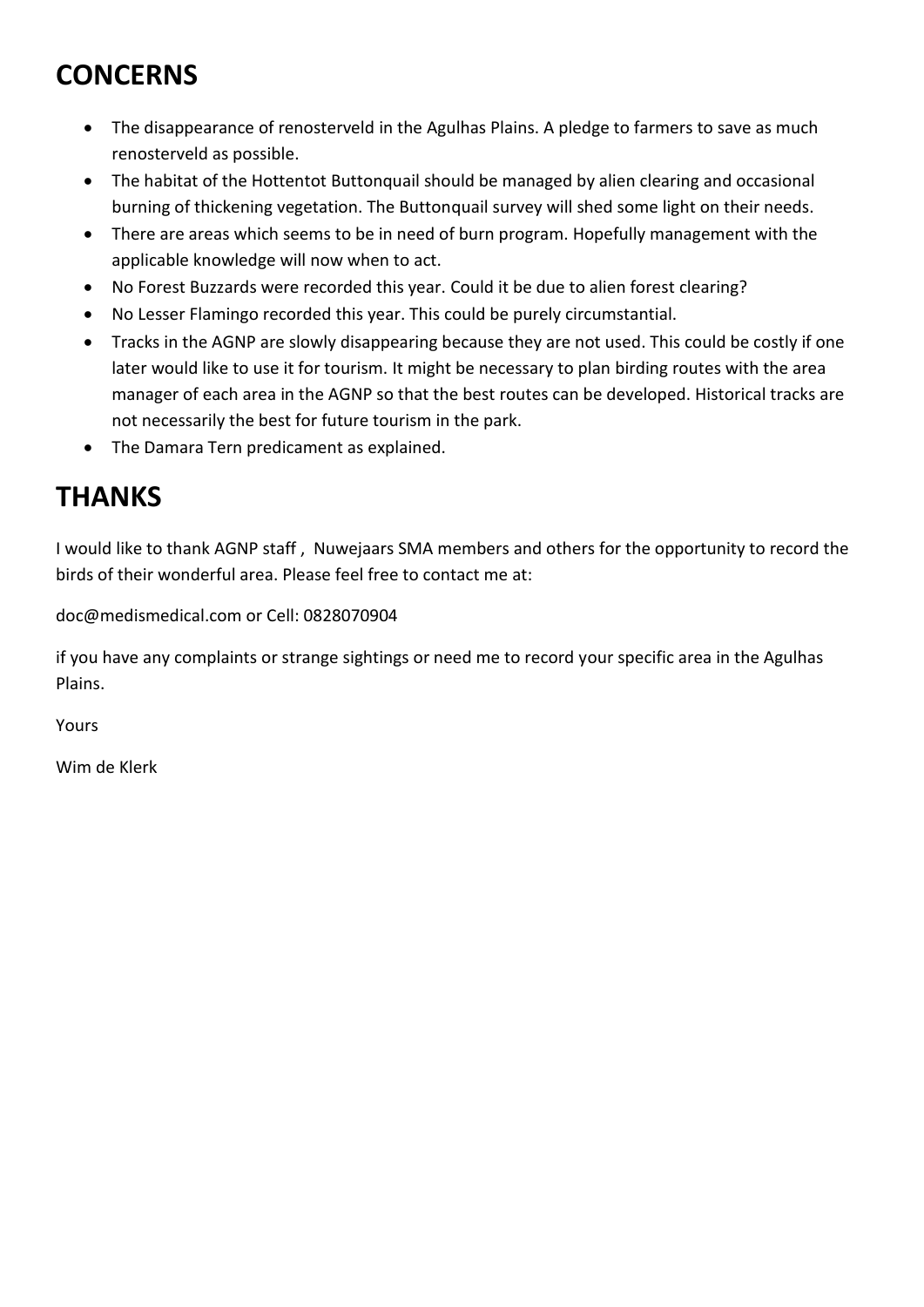## CONCERNS

- The disappearance of renosterveld in the Agulhas Plains. A pledge to farmers to save as much renosterveld as possible.
- The habitat of the Hottentot Buttonquail should be managed by alien clearing and occasional burning of thickening vegetation. The Buttonquail survey will shed some light on their needs.
- There are areas which seems to be in need of burn program. Hopefully management with the applicable knowledge will now when to act.
- No Forest Buzzards were recorded this year. Could it be due to alien forest clearing?
- No Lesser Flamingo recorded this year. This could be purely circumstantial.
- Tracks in the AGNP are slowly disappearing because they are not used. This could be costly if one later would like to use it for tourism. It might be necessary to plan birding routes with the area manager of each area in the AGNP so that the best routes can be developed. Historical tracks are not necessarily the best for future tourism in the park.
- The Damara Tern predicament as explained.

## THANKS

I would like to thank AGNP staff , Nuwejaars SMA members and others for the opportunity to record the birds of their wonderful area. Please feel free to contact me at:

doc@medismedical.com or Cell: 0828070904

if you have any complaints or strange sightings or need me to record your specific area in the Agulhas Plains.

Yours

Wim de Klerk